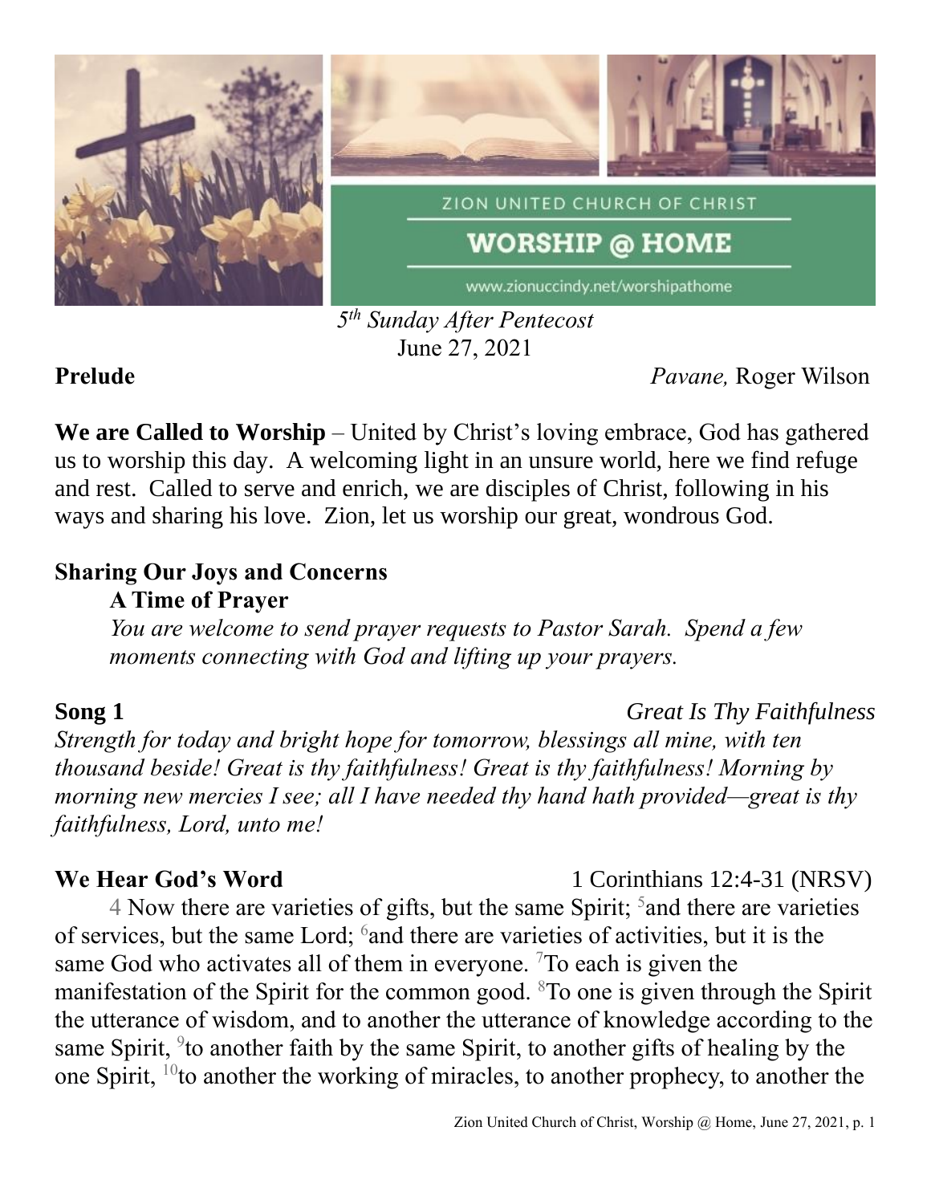ZION UNITED CHURCH OF CHRIST

# WORSHIP @ HOME

www.zionuccindy.net/worshipathome

*5th Sunday After Pentecost*
June 27, 2021

**Prelude** *Pavane,* Roger Wilson

**We are Called to Worship** – United by Christ's loving embrace, God has gathered us to worship this day. A welcoming light in an unsure world, here we find refuge and rest. Called to serve and enrich, we are disciples of Christ, following in his ways and sharing his love. Zion, let us worship our great, wondrous God.

**Sharing Our Joys and Concerns**

**A Time of Prayer**

*You are welcome to send prayer requests to Pastor Sarah. Spend a few moments connecting with God and lifting up your prayers.*

**Song 1** *Great Is Thy Faithfulness*

*Strength for today and bright hope for tomorrow, blessings all mine, with ten thousand beside! Great is thy faithfulness! Great is thy faithfulness! Morning by morning new mercies I see; all I have needed thy hand hath provided—great is thy faithfulness, Lord, unto me!*

**We Hear God's Word** 1 Corinthians 12:4-31 (NRSV)

4 Now there are varieties of gifts, but the same Spirit; 5 and there are varieties of services, but the same Lord; 6 and there are varieties of activities, but it is the same God who activates all of them in everyone. 7 To each is given the manifestation of the Spirit for the common good. 8 To one is given through the Spirit the utterance of wisdom, and to another the utterance of knowledge according to the same Spirit, 9 to another faith by the same Spirit, to another gifts of healing by the one Spirit, 10 to another the working of miracles, to another prophecy, to another the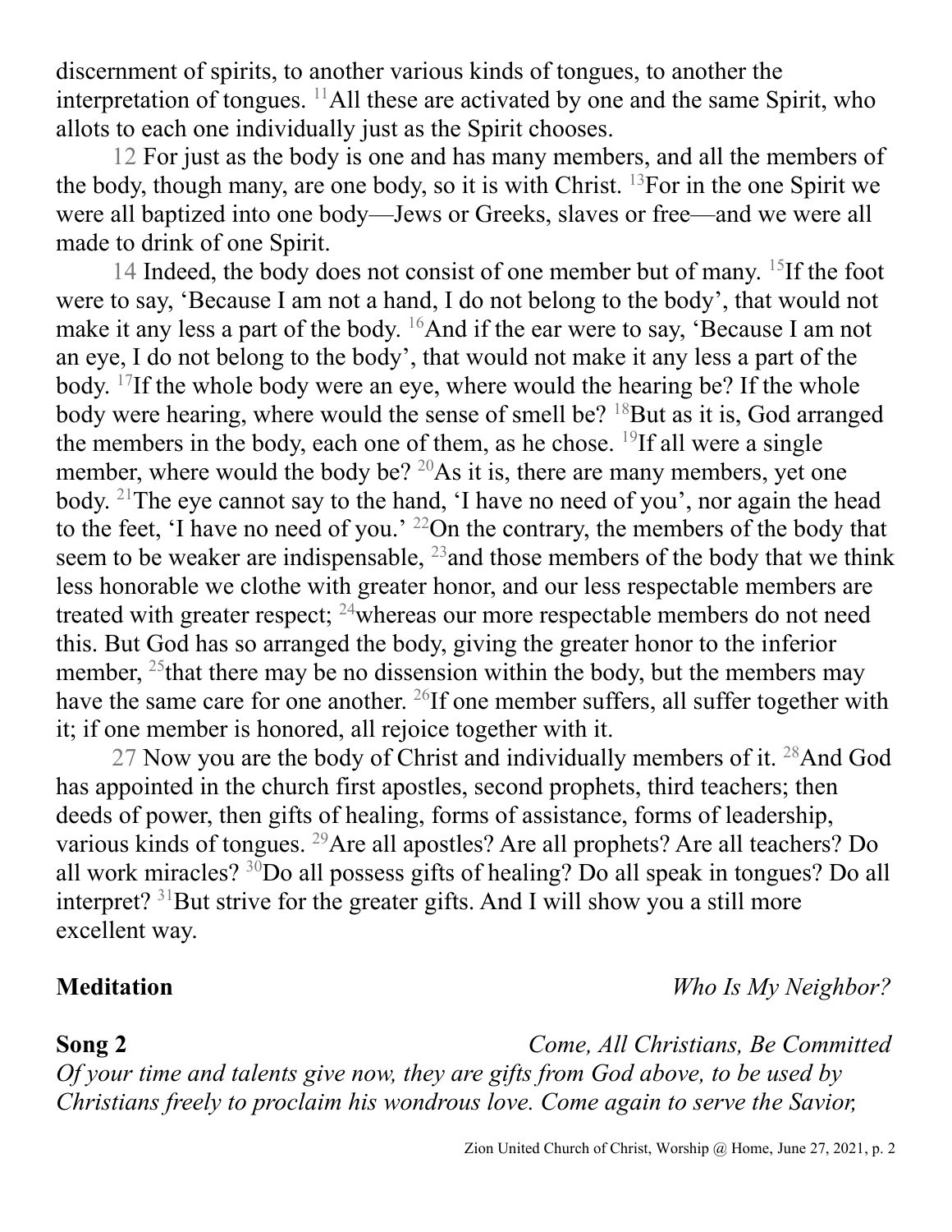discernment of spirits, to another various kinds of tongues, to another the interpretation of tongues. [11]All these are activated by one and the same Spirit, who allots to each one individually just as the Spirit chooses.

12 For just as the body is one and has many members, and all the members of the body, though many, are one body, so it is with Christ. [13]For in the one Spirit we were all baptized into one body—Jews or Greeks, slaves or free—and we were all made to drink of one Spirit.

14 Indeed, the body does not consist of one member but of many. [15]If the foot were to say, 'Because I am not a hand, I do not belong to the body', that would not make it any less a part of the body. [16]And if the ear were to say, 'Because I am not an eye, I do not belong to the body', that would not make it any less a part of the body. [17]If the whole body were an eye, where would the hearing be? If the whole body were hearing, where would the sense of smell be? [18]But as it is, God arranged the members in the body, each one of them, as he chose. [19]If all were a single member, where would the body be? [20]As it is, there are many members, yet one body. [21]The eye cannot say to the hand, 'I have no need of you', nor again the head to the feet, 'I have no need of you.' [22]On the contrary, the members of the body that seem to be weaker are indispensable, [23]and those members of the body that we think less honorable we clothe with greater honor, and our less respectable members are treated with greater respect; [24]whereas our more respectable members do not need this. But God has so arranged the body, giving the greater honor to the inferior member, [25]that there may be no dissension within the body, but the members may have the same care for one another. [26]If one member suffers, all suffer together with it; if one member is honored, all rejoice together with it.

27 Now you are the body of Christ and individually members of it. [28]And God has appointed in the church first apostles, second prophets, third teachers; then deeds of power, then gifts of healing, forms of assistance, forms of leadership, various kinds of tongues. [29]Are all apostles? Are all prophets? Are all teachers? Do all work miracles? [30]Do all possess gifts of healing? Do all speak in tongues? Do all interpret? [31]But strive for the greater gifts. And I will show you a still more excellent way.

**Meditation** *Who Is My Neighbor?*

**Song 2** *Come, All Christians, Be Committed*

*Of your time and talents give now, they are gifts from God above, to be used by Christians freely to proclaim his wondrous love. Come again to serve the Savior,*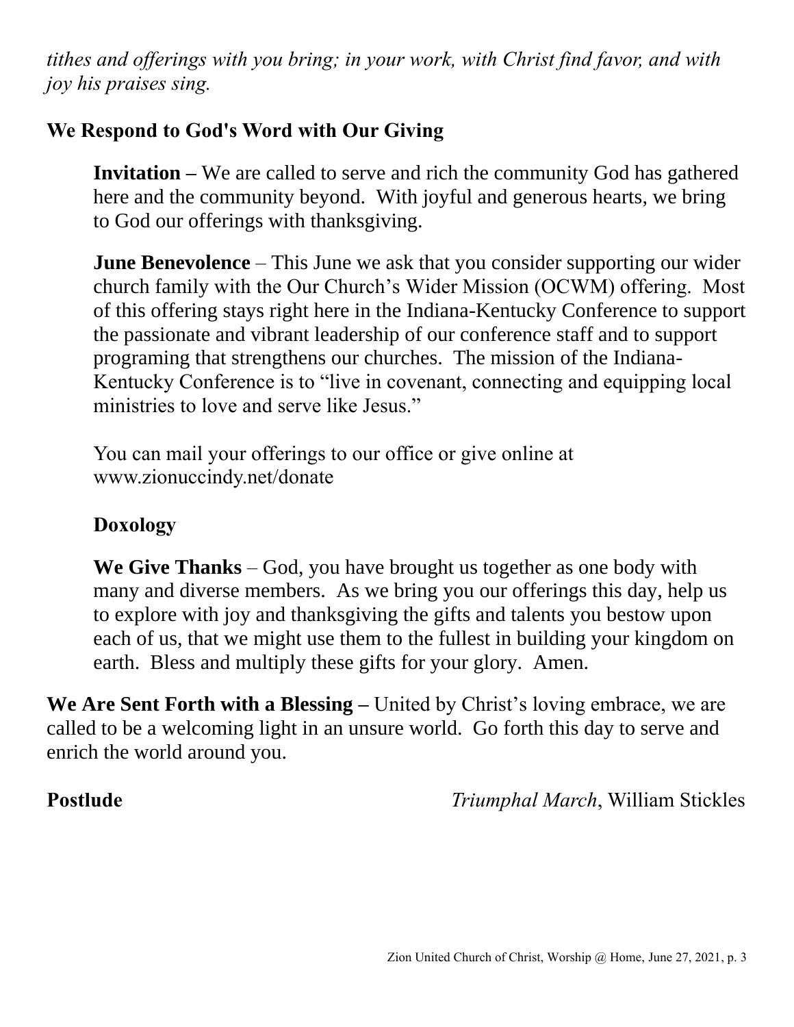*tithes and offerings with you bring; in your work, with Christ find favor, and with joy his praises sing.*

## We Respond to God's Word with Our Giving

**Invitation –** We are called to serve and rich the community God has gathered here and the community beyond. With joyful and generous hearts, we bring to God our offerings with thanksgiving.

**June Benevolence** – This June we ask that you consider supporting our wider church family with the Our Church's Wider Mission (OCWM) offering. Most of this offering stays right here in the Indiana-Kentucky Conference to support the passionate and vibrant leadership of our conference staff and to support programing that strengthens our churches. The mission of the Indiana-Kentucky Conference is to "live in covenant, connecting and equipping local ministries to love and serve like Jesus."

You can mail your offerings to our office or give online at www.zionuccindy.net/donate

**Doxology**

**We Give Thanks** – God, you have brought us together as one body with many and diverse members. As we bring you our offerings this day, help us to explore with joy and thanksgiving the gifts and talents you bestow upon each of us, that we might use them to the fullest in building your kingdom on earth. Bless and multiply these gifts for your glory. Amen.

**We Are Sent Forth with a Blessing –** United by Christ's loving embrace, we are called to be a welcoming light in an unsure world. Go forth this day to serve and enrich the world around you.

**Postlude** *Triumphal March*, William Stickles